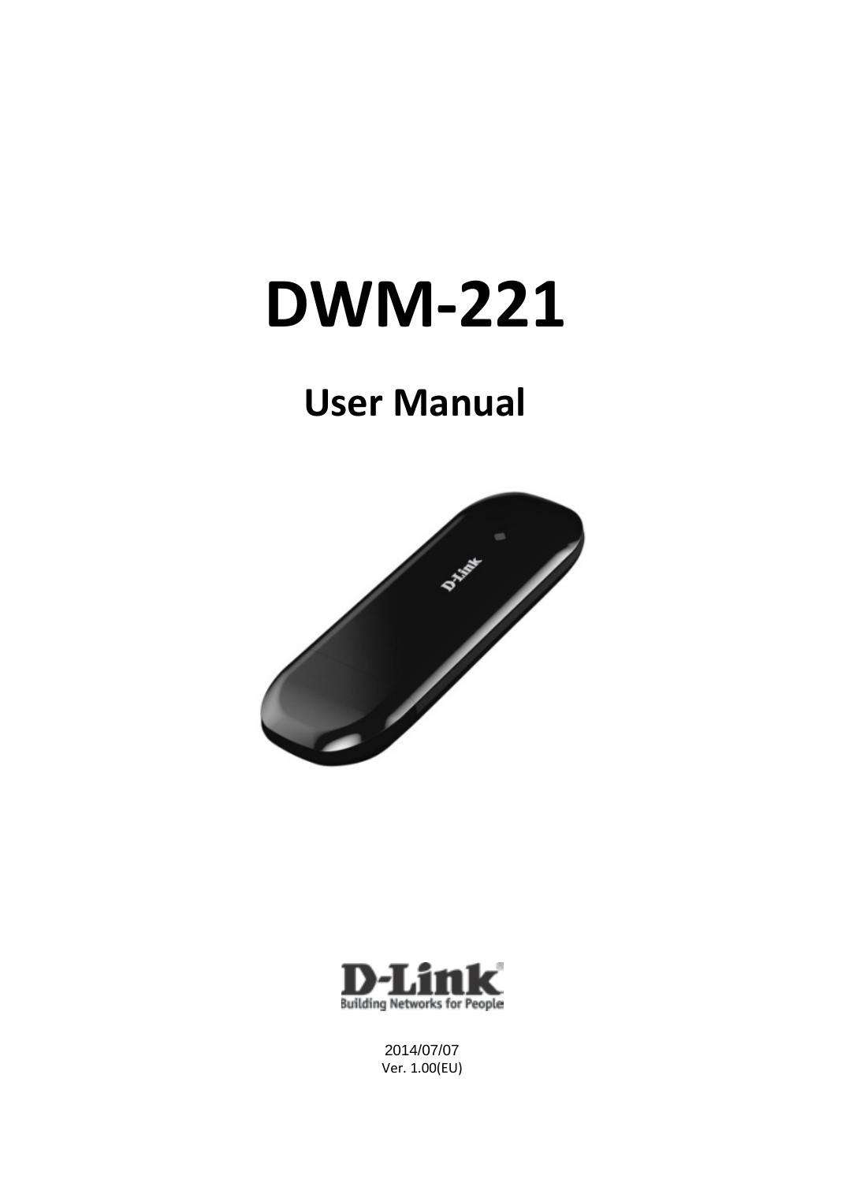# DWM-221

## User Manual

D-Link
Building Networks for People

2014/07/07
Ver. 1.00(EU)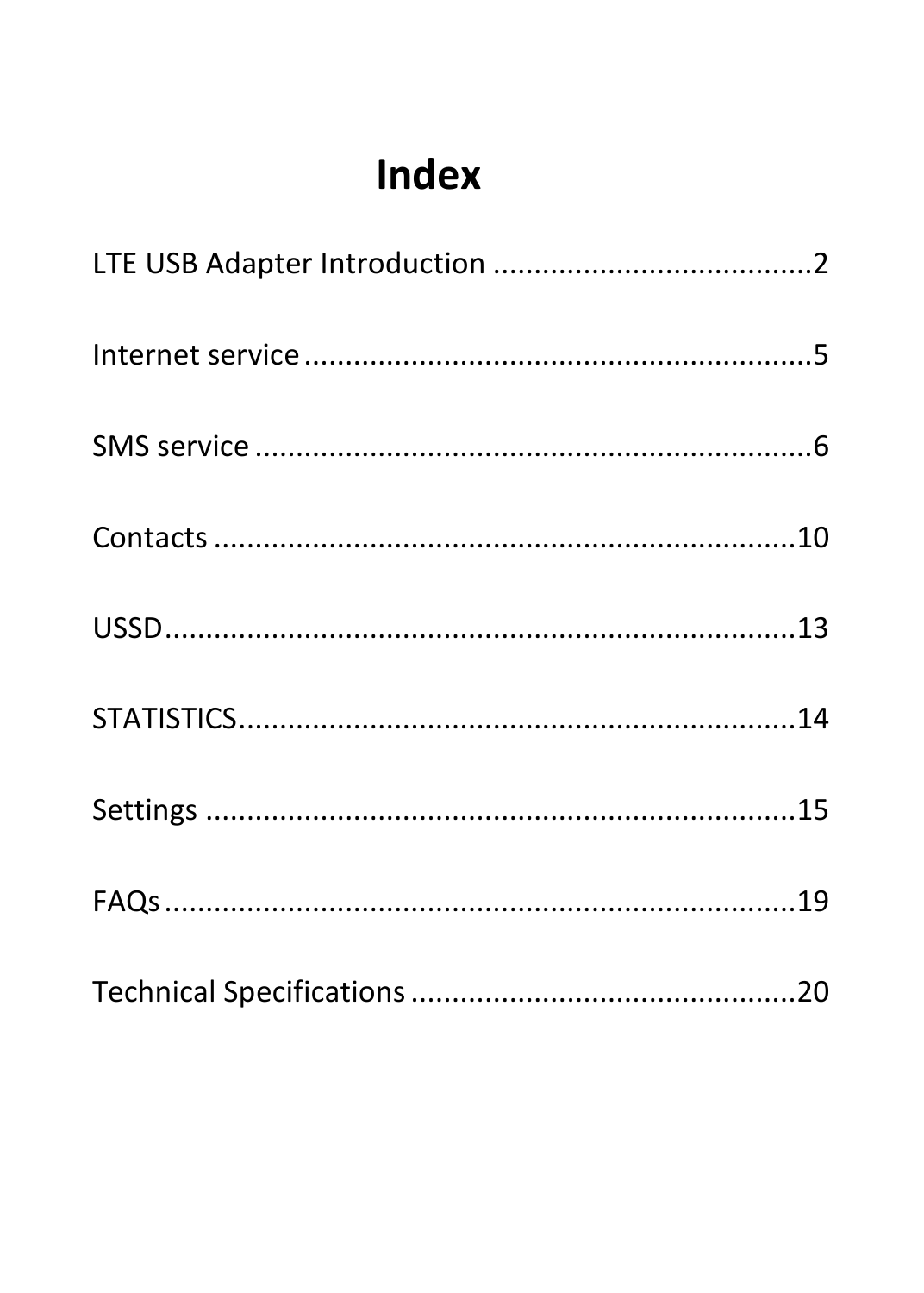# Index

LTE USB Adapter Introduction ......................................2

Internet service .............................................................5

SMS service ...................................................................6

Contacts .......................................................................10

USSD.............................................................................13

STATISTICS...................................................................14

Settings ........................................................................15

FAQs .............................................................................19

Technical Specifications ..............................................20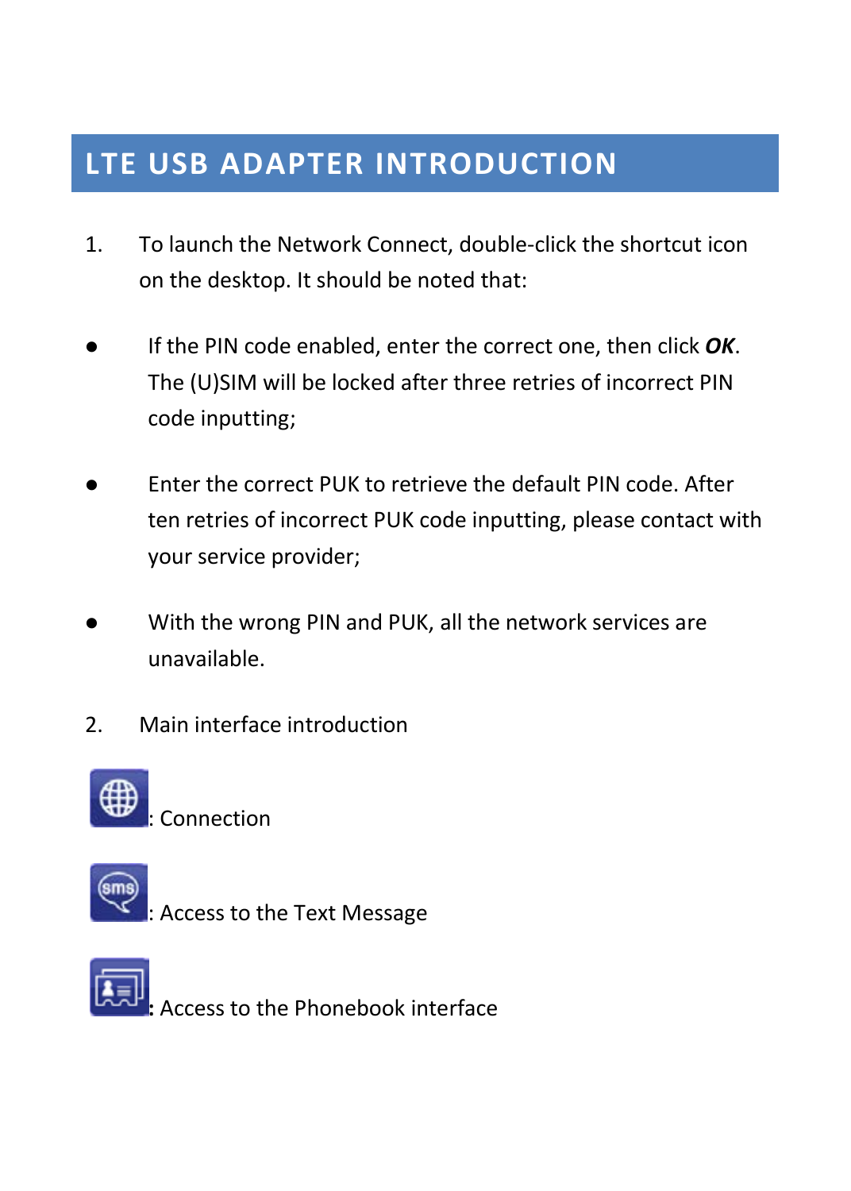# LTE USB ADAPTER INTRODUCTION

1. To launch the Network Connect, double-click the shortcut icon on the desktop. It should be noted that:

- If the PIN code enabled, enter the correct one, then click ***OK***. The (U)SIM will be locked after three retries of incorrect PIN code inputting;

- Enter the correct PUK to retrieve the default PIN code. After ten retries of incorrect PUK code inputting, please contact with your service provider;

- With the wrong PIN and PUK, all the network services are unavailable.

2. Main interface introduction

: Connection

: Access to the Text Message

: Access to the Phonebook interface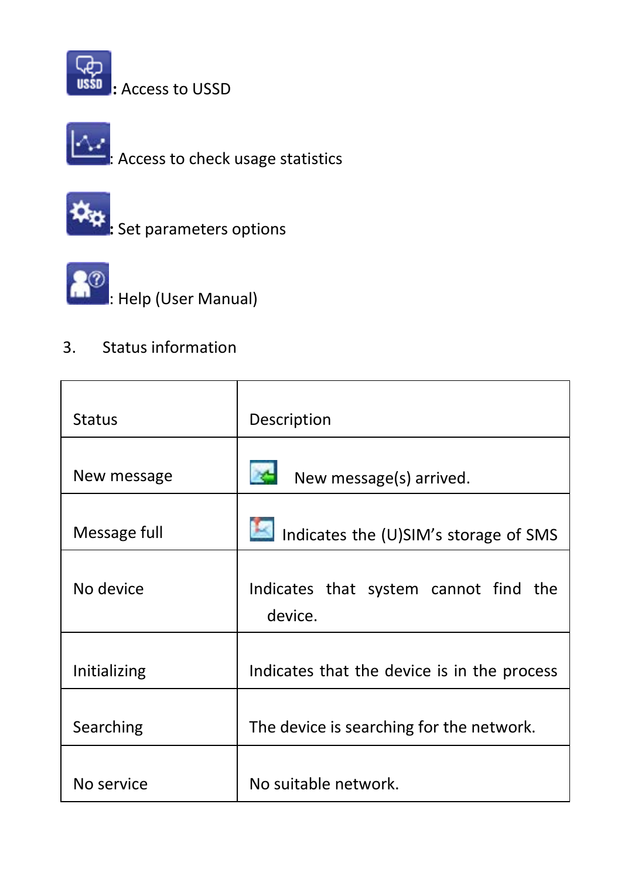: Access to USSD

: Access to check usage statistics

: Set parameters options

: Help (User Manual)

3. Status information

| Status | Description |
| --- | --- |
| New message | New message(s) arrived. |
| Message full | Indicates the (U)SIM's storage of SMS |
| No device | Indicates that system cannot find the device. |
| Initializing | Indicates that the device is in the process |
| Searching | The device is searching for the network. |
| No service | No suitable network. |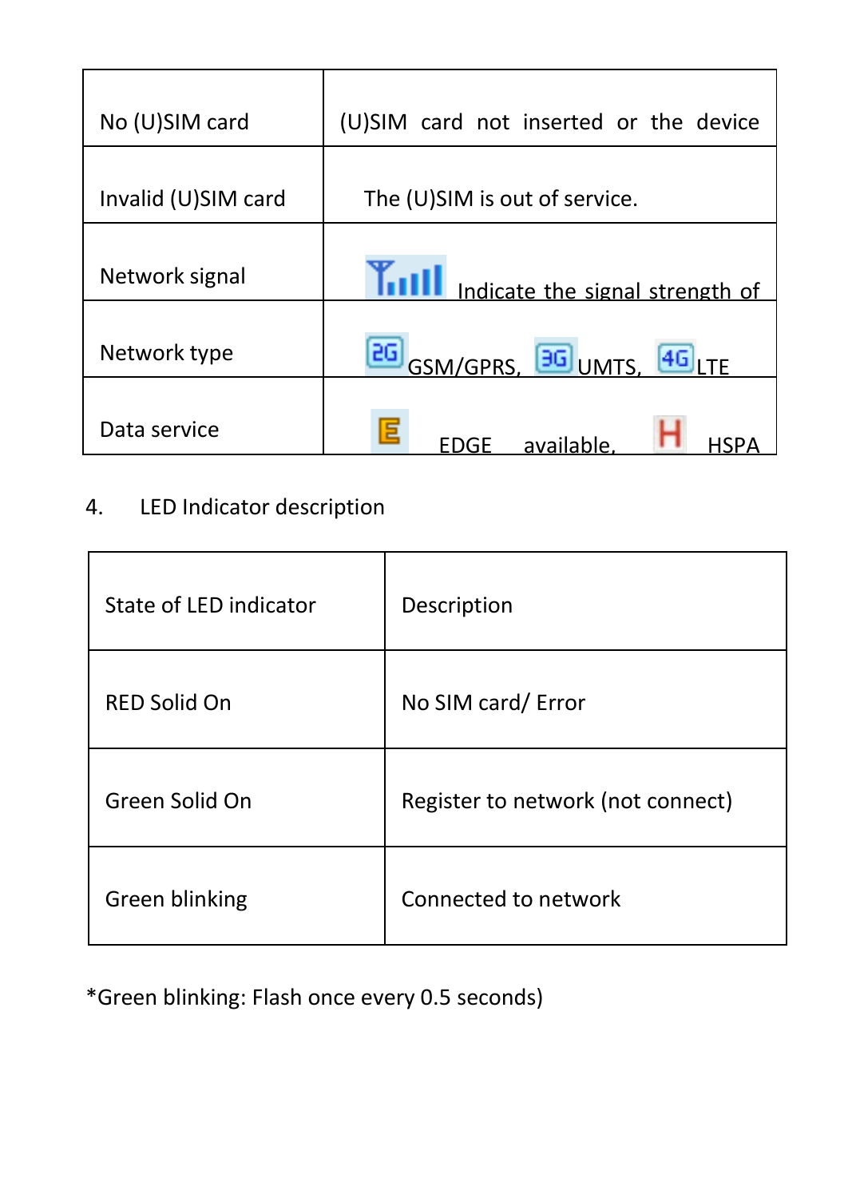| No (U)SIM card | (U)SIM card not inserted or the device |
|---|---|
| Invalid (U)SIM card | The (U)SIM is out of service. |
| Network signal | Indicate the signal strength of |
| Network type | 2G GSM/GPRS, 3G UMTS, 4G LTE |
| Data service | E EDGE available, H HSPA |

4. LED Indicator description

| State of LED indicator | Description |
|---|---|
| RED Solid On | No SIM card/ Error |
| Green Solid On | Register to network (not connect) |
| Green blinking | Connected to network |

*Green blinking: Flash once every 0.5 seconds)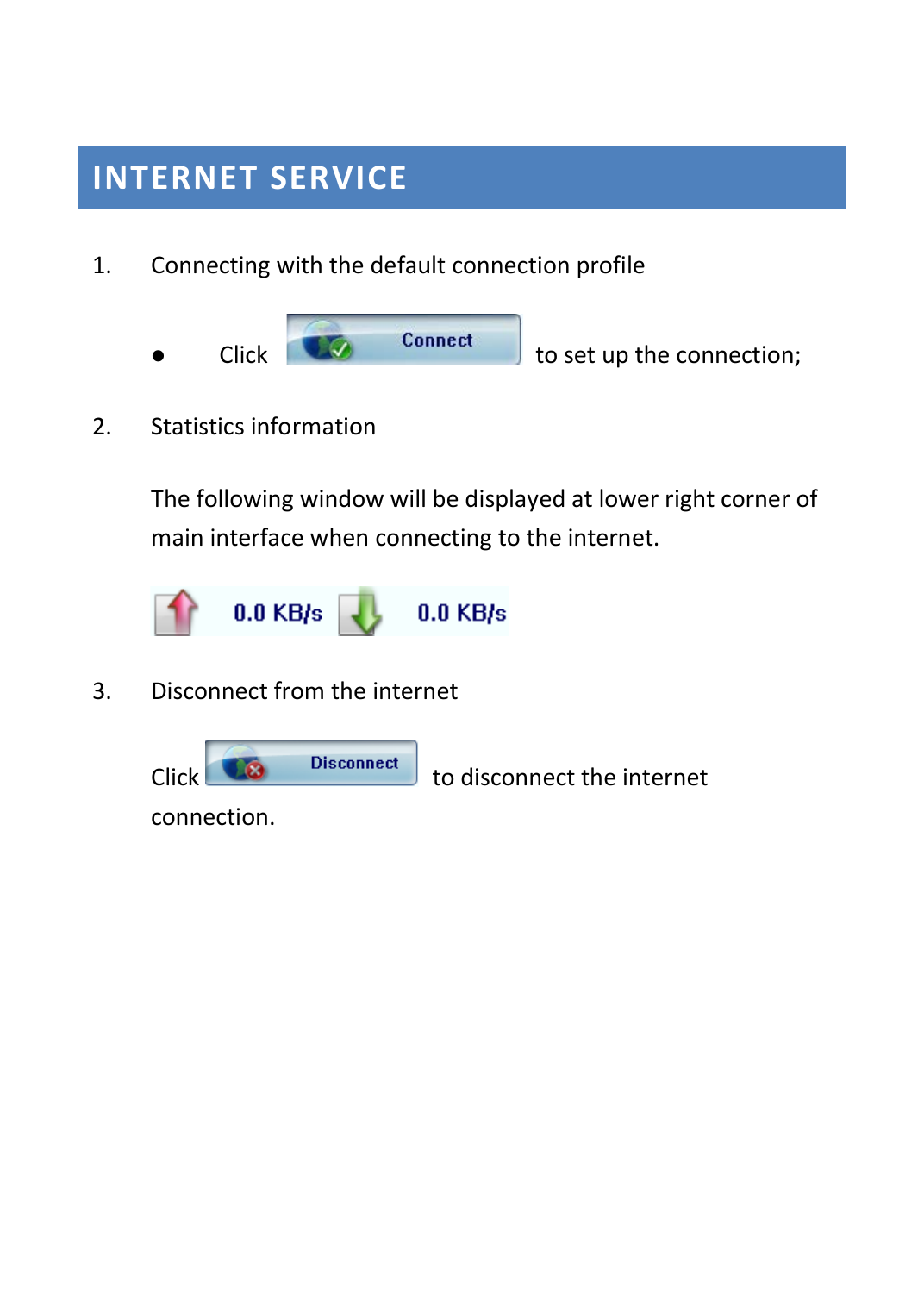# INTERNET SERVICE

1. Connecting with the default connection profile

   - Click Connect to set up the connection;

2. Statistics information

   The following window will be displayed at lower right corner of main interface when connecting to the internet.

   0.0 KB/s 0.0 KB/s

3. Disconnect from the internet

   Click Disconnect to disconnect the internet connection.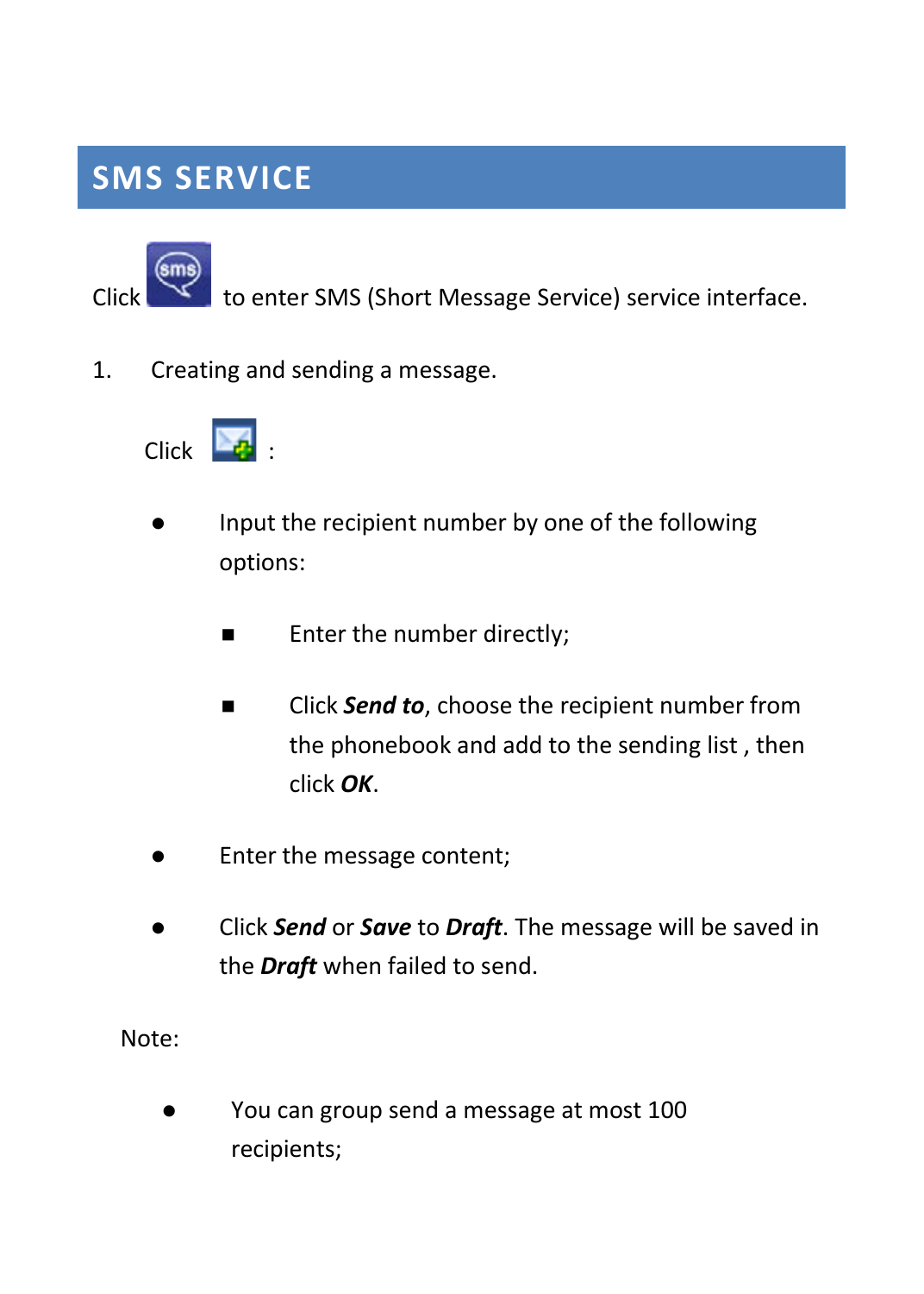# SMS SERVICE

Click to enter SMS (Short Message Service) service interface.

1. Creating and sending a message.

   Click :

   - Input the recipient number by one of the following options:
     - Enter the number directly;
     - Click ***Send to***, choose the recipient number from the phonebook and add to the sending list , then click ***OK***.
   - Enter the message content;
   - Click ***Send*** or ***Save*** to ***Draft***. The message will be saved in the ***Draft*** when failed to send.

   Note:

   - You can group send a message at most 100 recipients;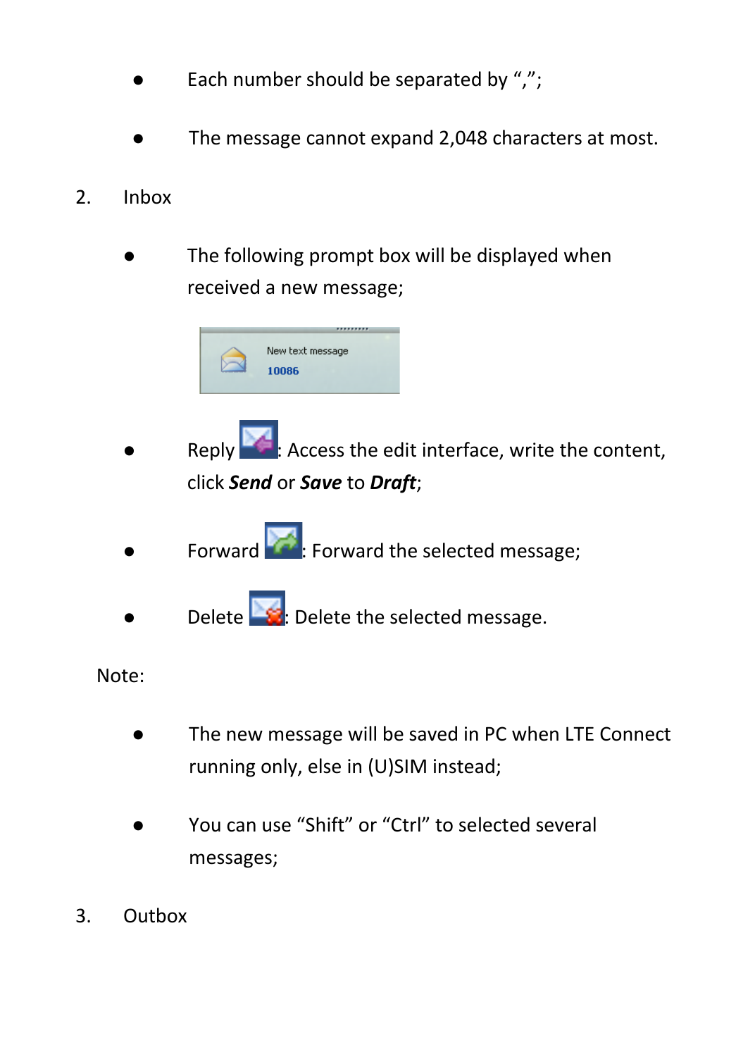- Each number should be separated by “,”;
- The message cannot expand 2,048 characters at most.

2. Inbox

- The following prompt box will be displayed when received a new message;

New text message
10086

- Reply : Access the edit interface, write the content, click ***Send*** or ***Save*** to ***Draft***;
- Forward : Forward the selected message;
- Delete : Delete the selected message.

Note:

- The new message will be saved in PC when LTE Connect running only, else in (U)SIM instead;
- You can use “Shift” or “Ctrl” to selected several messages;

3. Outbox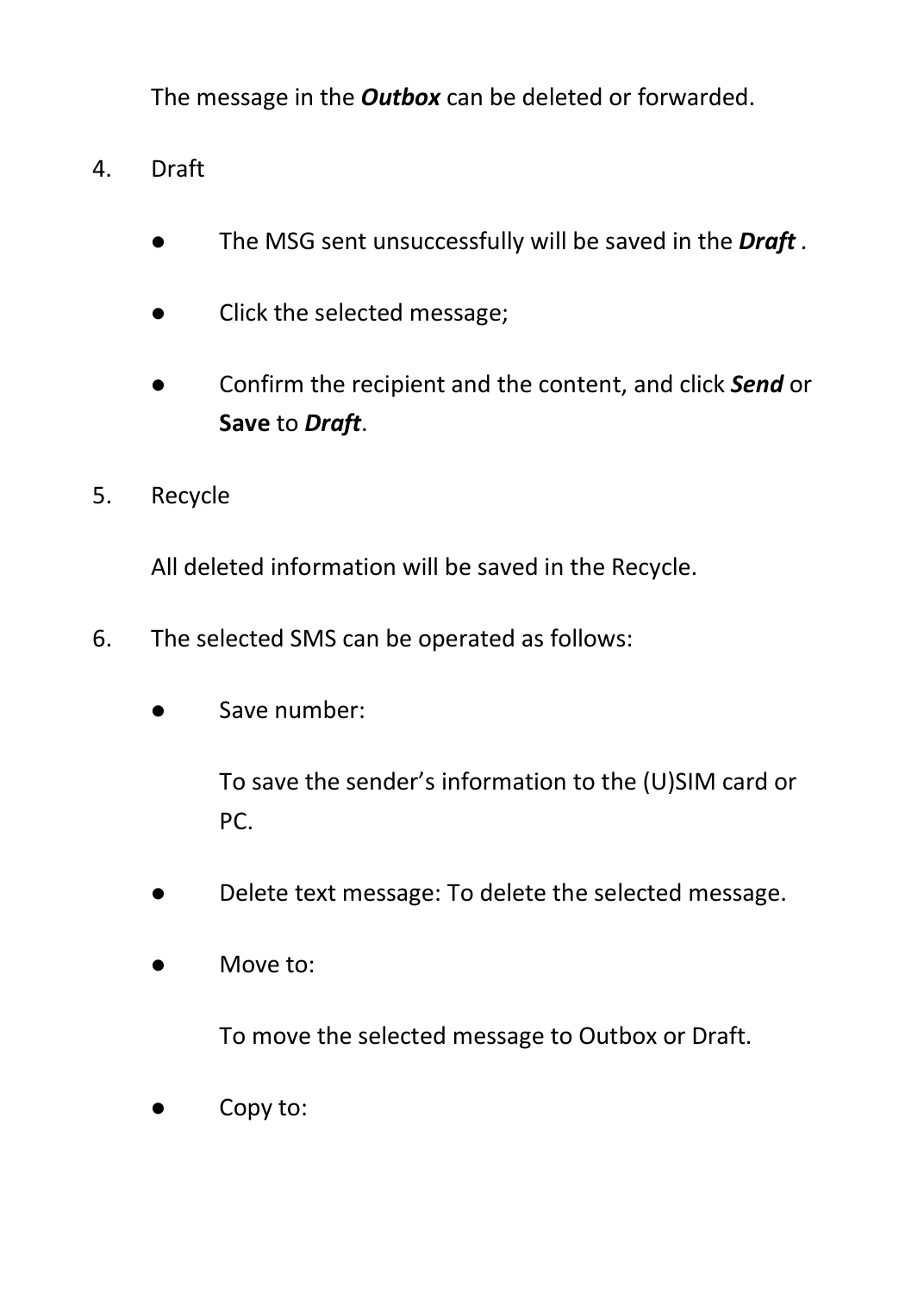The message in the ***Outbox*** can be deleted or forwarded.

4. Draft

   - The MSG sent unsuccessfully will be saved in the ***Draft*** .
   - Click the selected message;
   - Confirm the recipient and the content, and click ***Send*** or **Save** to ***Draft***.

5. Recycle

   All deleted information will be saved in the Recycle.

6. The selected SMS can be operated as follows:

   - Save number:

     To save the sender's information to the (U)SIM card or PC.

   - Delete text message: To delete the selected message.
   - Move to:

     To move the selected message to Outbox or Draft.

   - Copy to: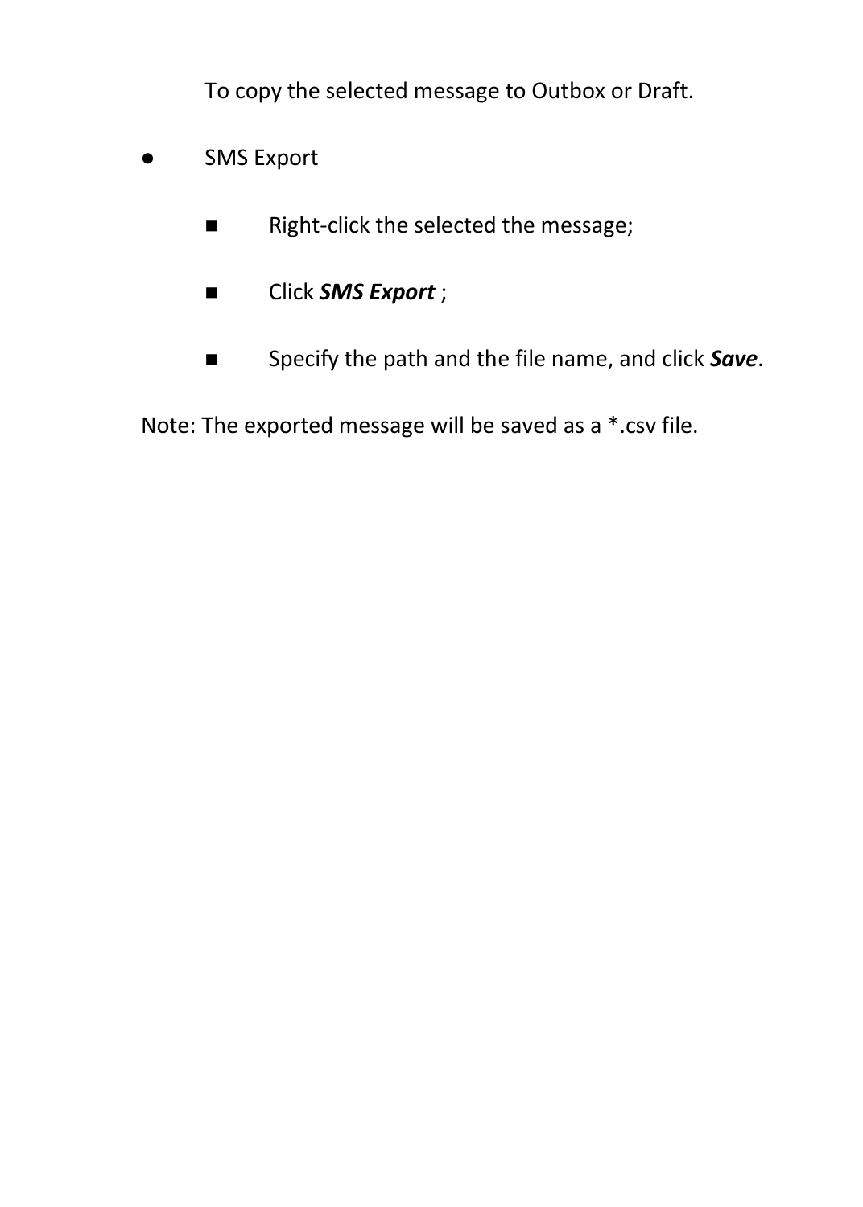To copy the selected message to Outbox or Draft.

- SMS Export
  - Right-click the selected the message;
  - Click ***SMS Export*** ;
  - Specify the path and the file name, and click ***Save***.

Note: The exported message will be saved as a *.csv file.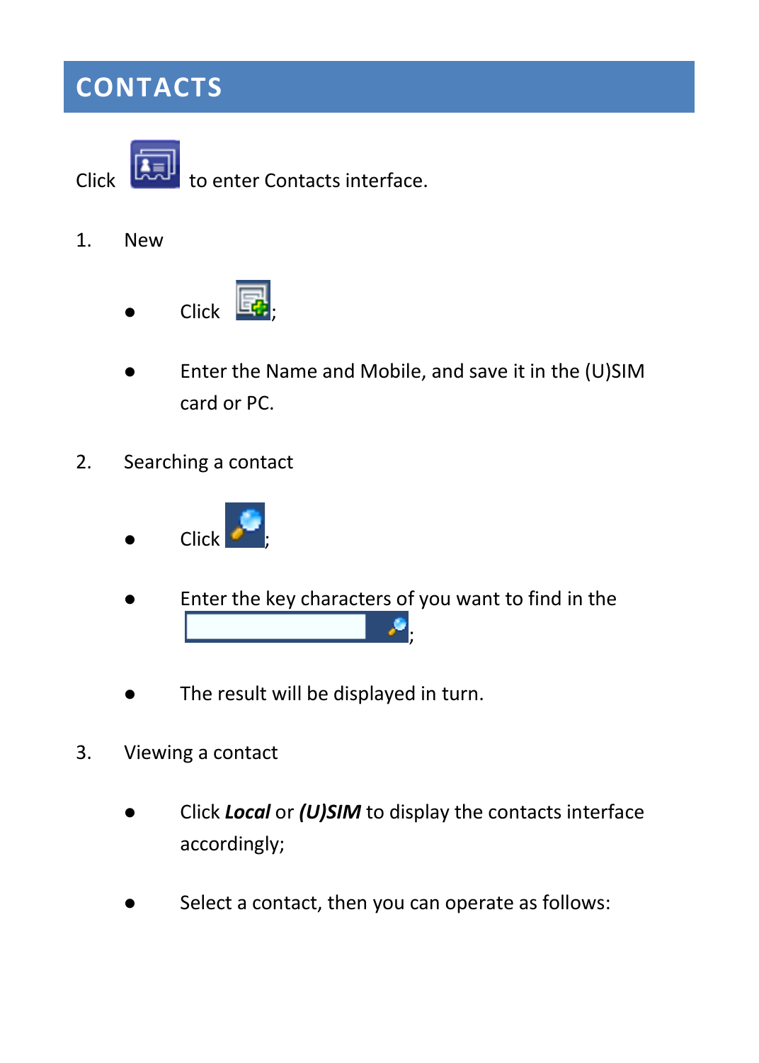# CONTACTS

Click to enter Contacts interface.

1. New

- Click ;
- Enter the Name and Mobile, and save it in the (U)SIM card or PC.

2. Searching a contact

- Click ;
- Enter the key characters of you want to find in the ;
- The result will be displayed in turn.

3. Viewing a contact

- Click ***Local*** or ***(U)SIM*** to display the contacts interface accordingly;
- Select a contact, then you can operate as follows: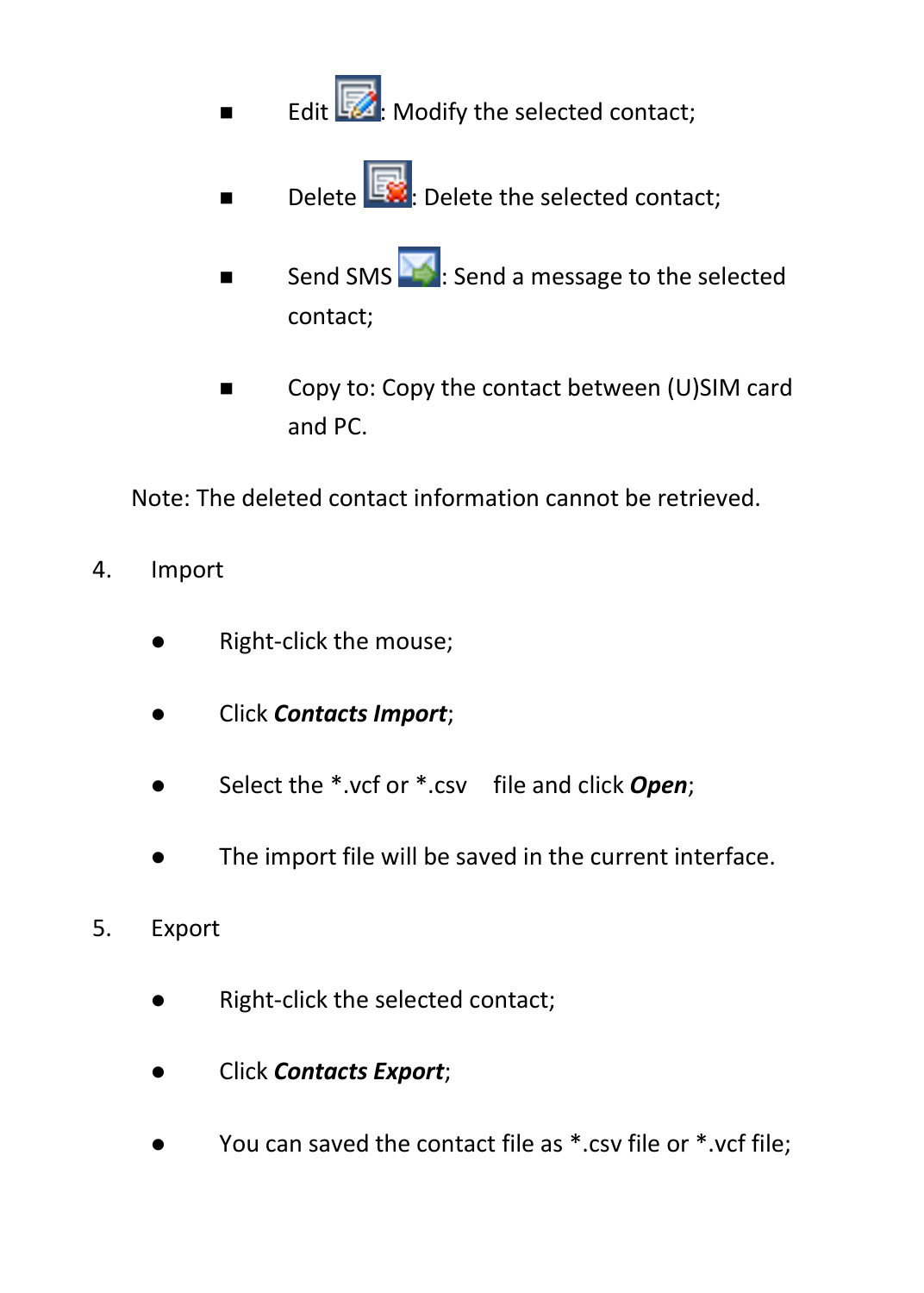- Edit : Modify the selected contact;
- Delete : Delete the selected contact;
- Send SMS : Send a message to the selected contact;
- Copy to: Copy the contact between (U)SIM card and PC.

Note: The deleted contact information cannot be retrieved.

4. Import
   - Right-click the mouse;
   - Click ***Contacts Import***;
   - Select the *.vcf or *.csv  file and click ***Open***;
   - The import file will be saved in the current interface.
5. Export
   - Right-click the selected contact;
   - Click ***Contacts Export***;
   - You can saved the contact file as *.csv file or *.vcf file;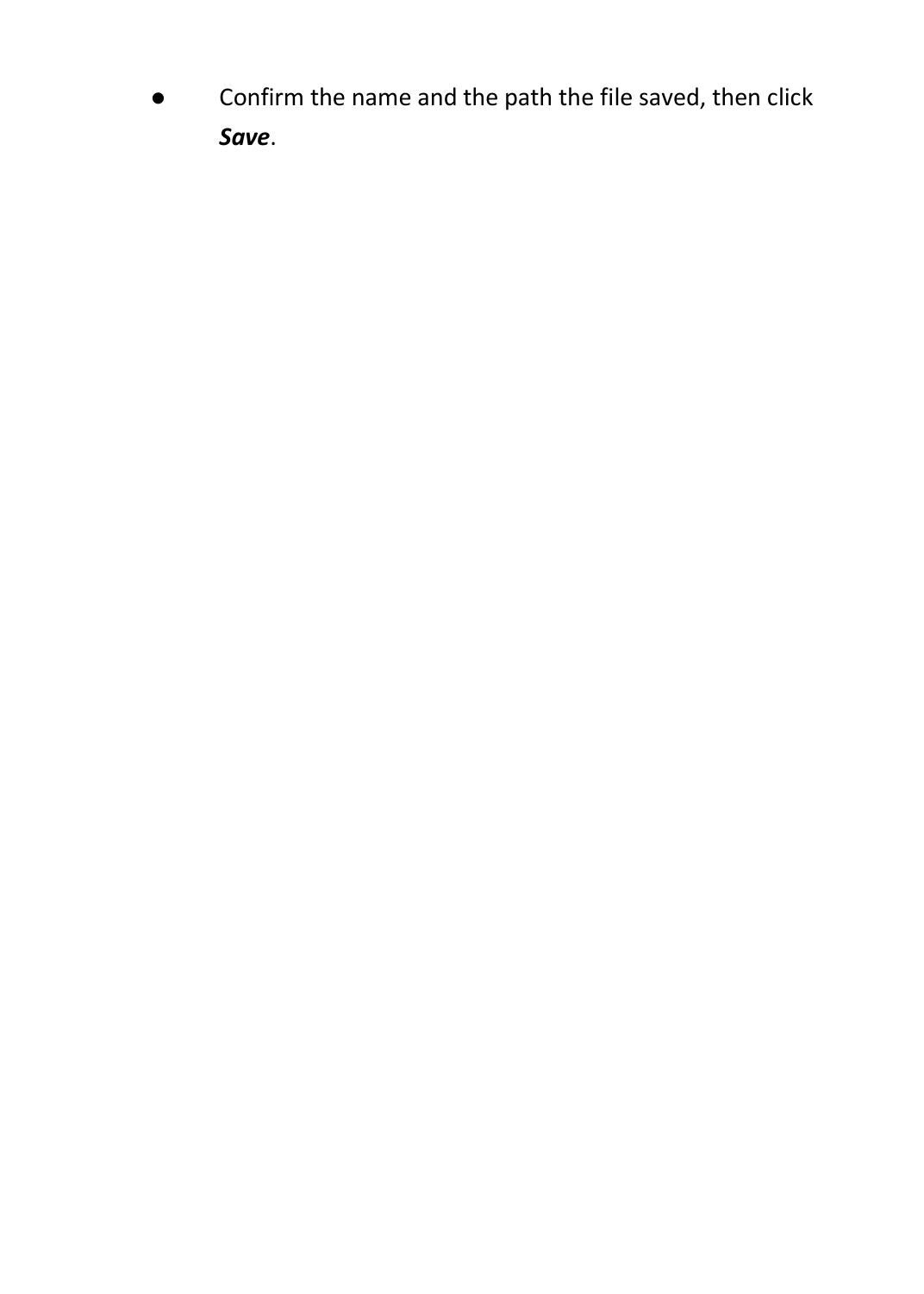- Confirm the name and the path the file saved, then click ***Save***.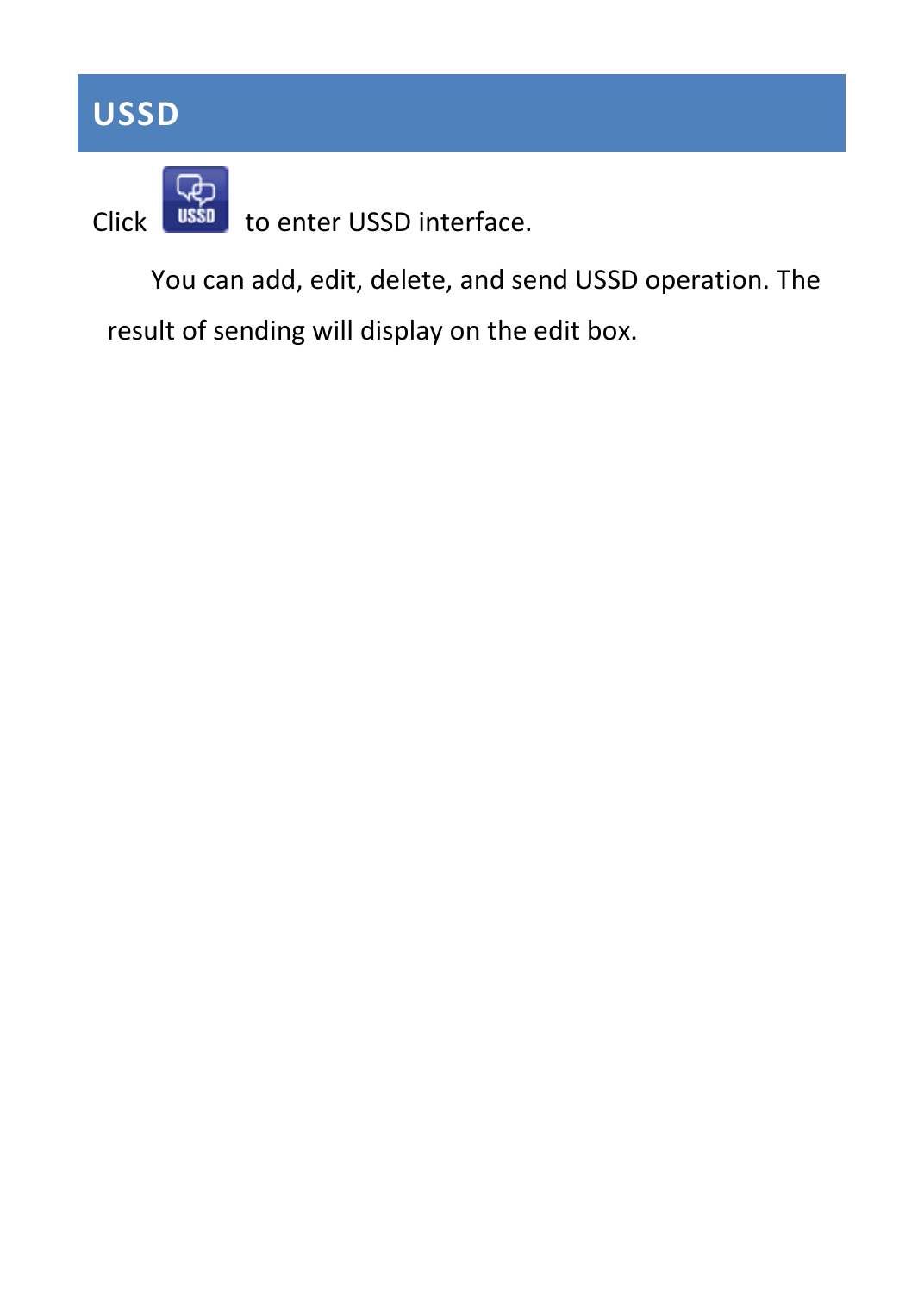## USSD

Click to enter USSD interface.

You can add, edit, delete, and send USSD operation. The result of sending will display on the edit box.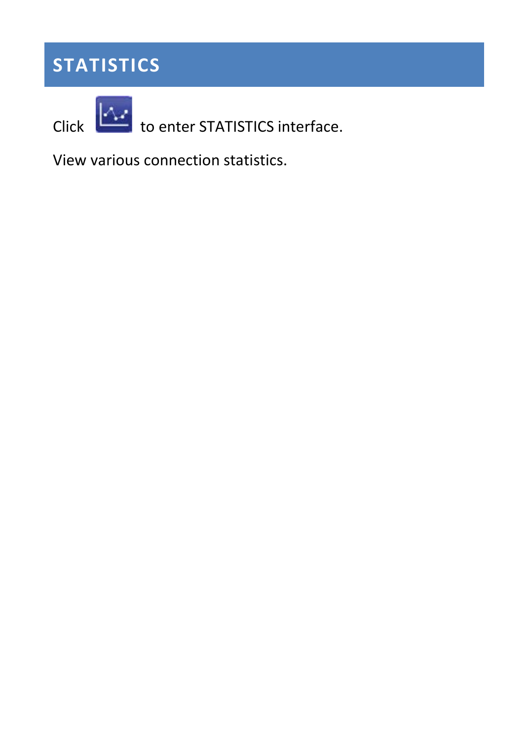# STATISTICS

Click to enter STATISTICS interface.

View various connection statistics.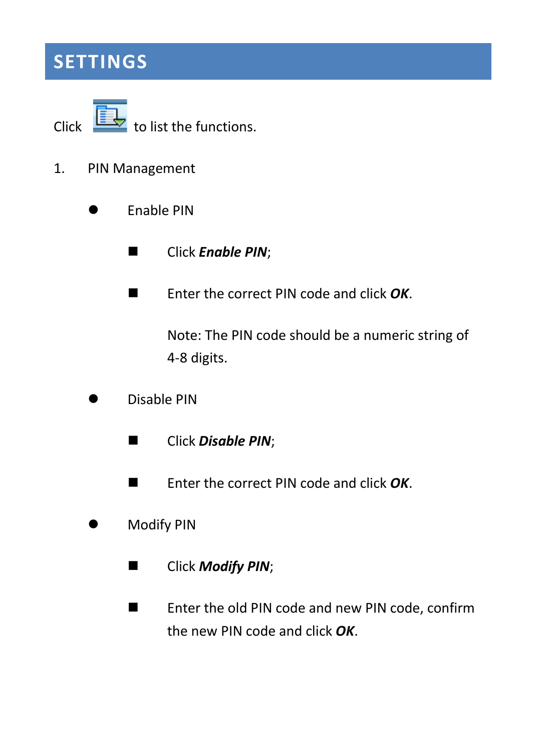# SETTINGS

Click  to list the functions.

1. PIN Management

   - Enable PIN

     - Click ***Enable PIN***;

     - Enter the correct PIN code and click ***OK***.

       Note: The PIN code should be a numeric string of 4-8 digits.

   - Disable PIN

     - Click ***Disable PIN***;

     - Enter the correct PIN code and click ***OK***.

   - Modify PIN

     - Click ***Modify PIN***;

     - Enter the old PIN code and new PIN code, confirm the new PIN code and click ***OK***.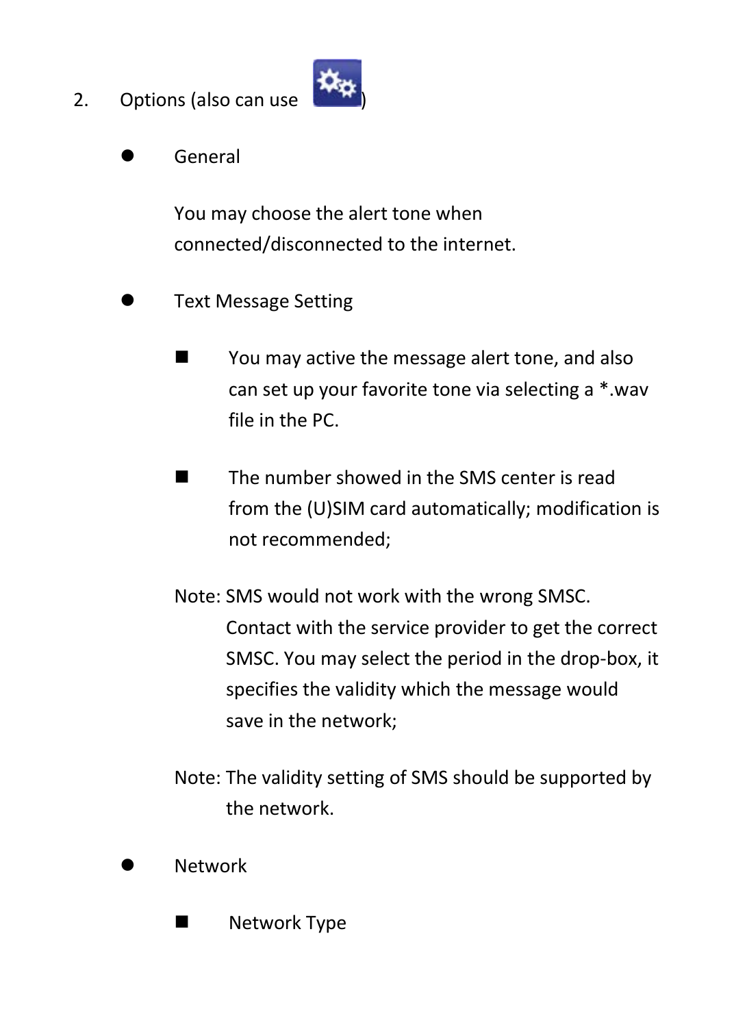2. Options (also can use )

- General

  You may choose the alert tone when connected/disconnected to the internet.

- Text Message Setting

  - You may active the message alert tone, and also can set up your favorite tone via selecting a *.wav file in the PC.

  - The number showed in the SMS center is read from the (U)SIM card automatically; modification is not recommended;

  Note: SMS would not work with the wrong SMSC. Contact with the service provider to get the correct SMSC. You may select the period in the drop-box, it specifies the validity which the message would save in the network;

  Note: The validity setting of SMS should be supported by the network.

- Network

  - Network Type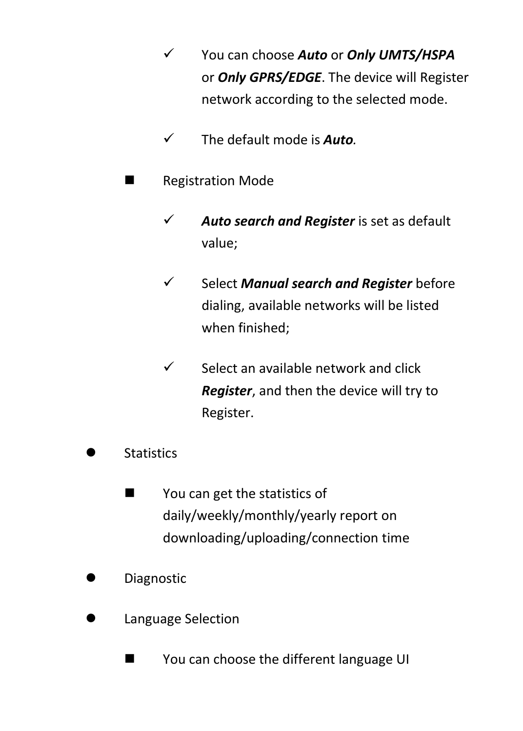- You can choose ***Auto*** or ***Only UMTS/HSPA*** or ***Only GPRS/EDGE***. The device will Register network according to the selected mode.
      - The default mode is ***Auto****.*
  - Registration Mode
      - ***Auto search and Register*** is set as default value;
      - Select ***Manual search and Register*** before dialing, available networks will be listed when finished;
      - Select an available network and click ***Register***, and then the device will try to Register.
- Statistics
  - You can get the statistics of daily/weekly/monthly/yearly report on downloading/uploading/connection time
- Diagnostic
- Language Selection
  - You can choose the different language UI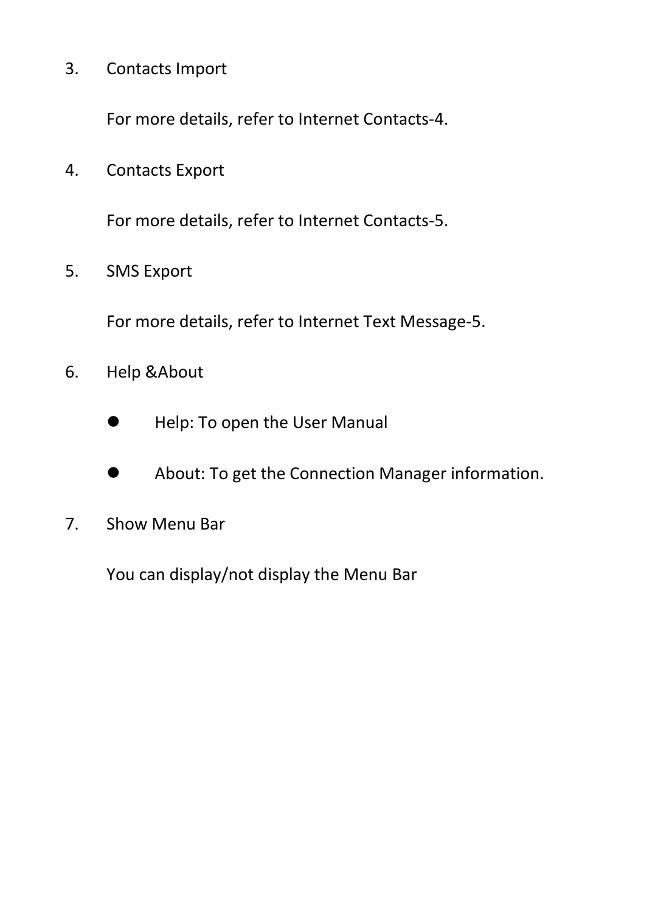3. Contacts Import

   For more details, refer to Internet Contacts-4.

4. Contacts Export

   For more details, refer to Internet Contacts-5.

5. SMS Export

   For more details, refer to Internet Text Message-5.

6. Help &About

   - Help: To open the User Manual
   - About: To get the Connection Manager information.

7. Show Menu Bar

   You can display/not display the Menu Bar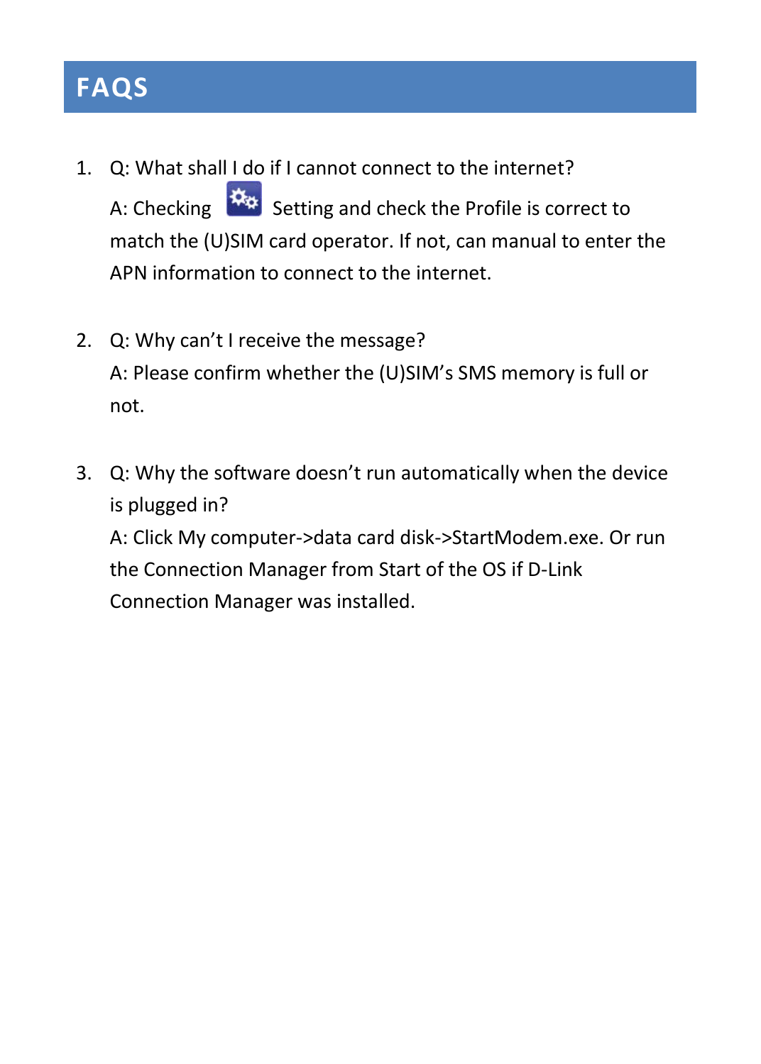# FAQS

1. Q: What shall I do if I cannot connect to the internet?

   A: Checking Setting and check the Profile is correct to match the (U)SIM card operator. If not, can manual to enter the APN information to connect to the internet.

2. Q: Why can't I receive the message?

   A: Please confirm whether the (U)SIM's SMS memory is full or not.

3. Q: Why the software doesn't run automatically when the device is plugged in?

   A: Click My computer->data card disk->StartModem.exe. Or run the Connection Manager from Start of the OS if D-Link Connection Manager was installed.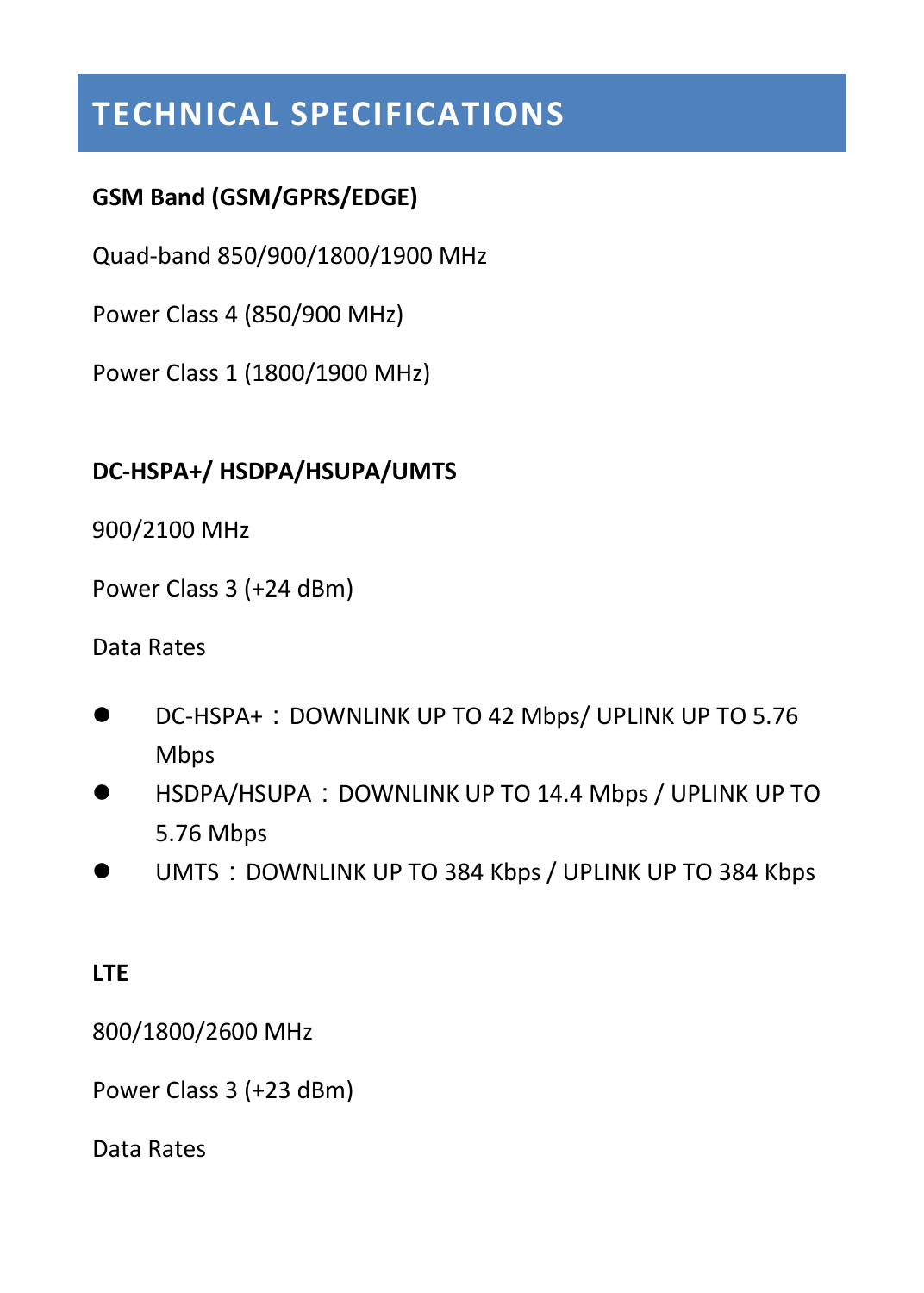# TECHNICAL SPECIFICATIONS

**GSM Band (GSM/GPRS/EDGE)**

Quad-band 850/900/1800/1900 MHz

Power Class 4 (850/900 MHz)

Power Class 1 (1800/1900 MHz)

**DC-HSPA+/ HSDPA/HSUPA/UMTS**

900/2100 MHz

Power Class 3 (+24 dBm)

Data Rates

- DC-HSPA+：DOWNLINK UP TO 42 Mbps/ UPLINK UP TO 5.76 Mbps
- HSDPA/HSUPA：DOWNLINK UP TO 14.4 Mbps / UPLINK UP TO 5.76 Mbps
- UMTS：DOWNLINK UP TO 384 Kbps / UPLINK UP TO 384 Kbps

**LTE**

800/1800/2600 MHz

Power Class 3 (+23 dBm)

Data Rates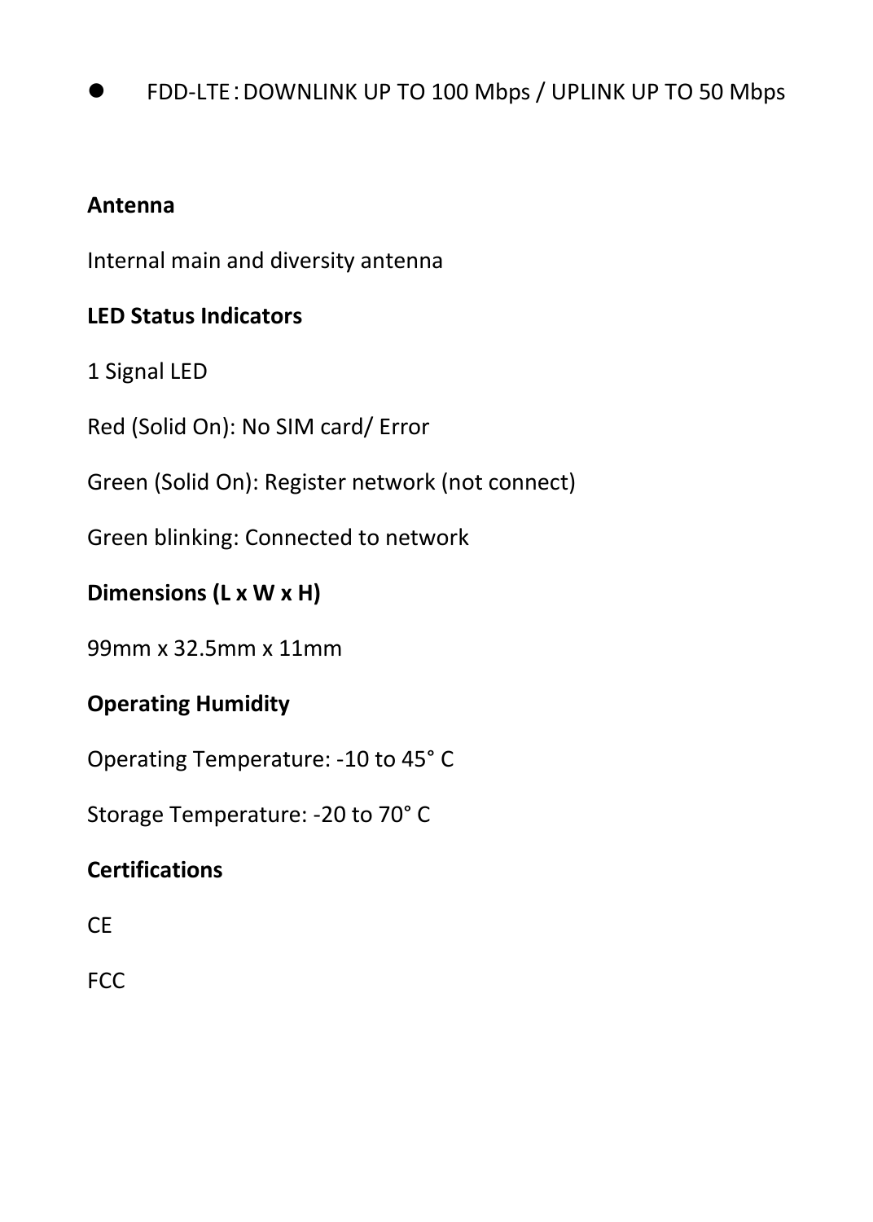- FDD-LTE：DOWNLINK UP TO 100 Mbps / UPLINK UP TO 50 Mbps

**Antenna**

Internal main and diversity antenna

**LED Status Indicators**

1 Signal LED

Red (Solid On): No SIM card/ Error

Green (Solid On): Register network (not connect)

Green blinking: Connected to network

**Dimensions (L x W x H)**

99mm x 32.5mm x 11mm

**Operating Humidity**

Operating Temperature: -10 to 45° C

Storage Temperature: -20 to 70° C

**Certifications**

CE

FCC